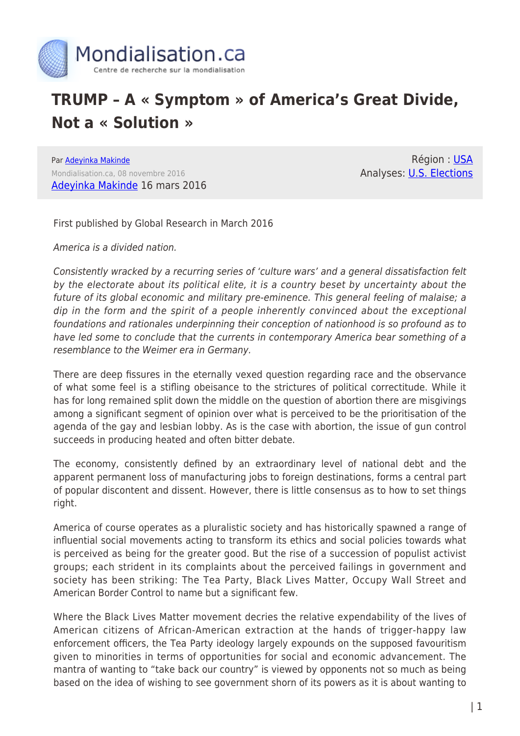# TRUMP – A « Symptom » of America's Great Divide, Not a « Solution »

Par Adeyinka Makinde
Mondialisation.ca, 08 novembre 2016
Adeyinka Makinde 16 mars 2016

Région : USA
Analyses: U.S. Elections

First published by Global Research in March 2016

*America is a divided nation.*

*Consistently wracked by a recurring series of 'culture wars' and a general dissatisfaction felt by the electorate about its political elite, it is a country beset by uncertainty about the future of its global economic and military pre-eminence. This general feeling of malaise; a dip in the form and the spirit of a people inherently convinced about the exceptional foundations and rationales underpinning their conception of nationhood is so profound as to have led some to conclude that the currents in contemporary America bear something of a resemblance to the Weimer era in Germany.*

There are deep fissures in the eternally vexed question regarding race and the observance of what some feel is a stifling obeisance to the strictures of political correctitude. While it has for long remained split down the middle on the question of abortion there are misgivings among a significant segment of opinion over what is perceived to be the prioritisation of the agenda of the gay and lesbian lobby. As is the case with abortion, the issue of gun control succeeds in producing heated and often bitter debate.

The economy, consistently defined by an extraordinary level of national debt and the apparent permanent loss of manufacturing jobs to foreign destinations, forms a central part of popular discontent and dissent. However, there is little consensus as to how to set things right.

America of course operates as a pluralistic society and has historically spawned a range of influential social movements acting to transform its ethics and social policies towards what is perceived as being for the greater good. But the rise of a succession of populist activist groups; each strident in its complaints about the perceived failings in government and society has been striking: The Tea Party, Black Lives Matter, Occupy Wall Street and American Border Control to name but a significant few.

Where the Black Lives Matter movement decries the relative expendability of the lives of American citizens of African-American extraction at the hands of trigger-happy law enforcement officers, the Tea Party ideology largely expounds on the supposed favouritism given to minorities in terms of opportunities for social and economic advancement. The mantra of wanting to "take back our country" is viewed by opponents not so much as being based on the idea of wishing to see government shorn of its powers as it is about wanting to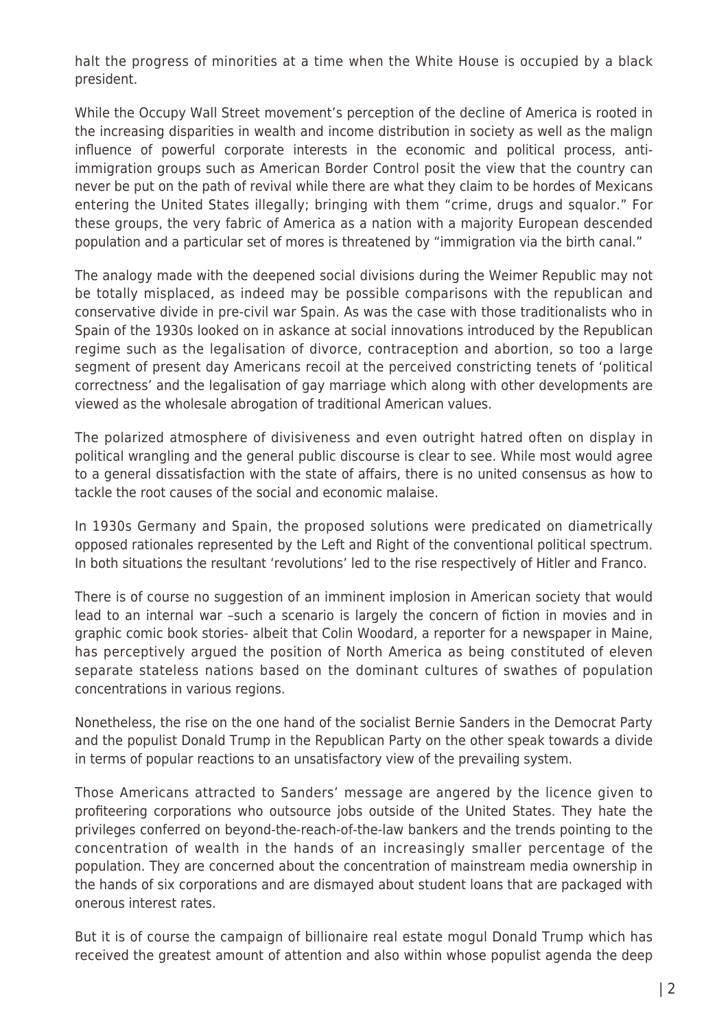halt the progress of minorities at a time when the White House is occupied by a black president.

While the Occupy Wall Street movement's perception of the decline of America is rooted in the increasing disparities in wealth and income distribution in society as well as the malign influence of powerful corporate interests in the economic and political process, anti-immigration groups such as American Border Control posit the view that the country can never be put on the path of revival while there are what they claim to be hordes of Mexicans entering the United States illegally; bringing with them "crime, drugs and squalor." For these groups, the very fabric of America as a nation with a majority European descended population and a particular set of mores is threatened by "immigration via the birth canal."

The analogy made with the deepened social divisions during the Weimer Republic may not be totally misplaced, as indeed may be possible comparisons with the republican and conservative divide in pre-civil war Spain. As was the case with those traditionalists who in Spain of the 1930s looked on in askance at social innovations introduced by the Republican regime such as the legalisation of divorce, contraception and abortion, so too a large segment of present day Americans recoil at the perceived constricting tenets of 'political correctness' and the legalisation of gay marriage which along with other developments are viewed as the wholesale abrogation of traditional American values.

The polarized atmosphere of divisiveness and even outright hatred often on display in political wrangling and the general public discourse is clear to see. While most would agree to a general dissatisfaction with the state of affairs, there is no united consensus as how to tackle the root causes of the social and economic malaise.

In 1930s Germany and Spain, the proposed solutions were predicated on diametrically opposed rationales represented by the Left and Right of the conventional political spectrum. In both situations the resultant 'revolutions' led to the rise respectively of Hitler and Franco.

There is of course no suggestion of an imminent implosion in American society that would lead to an internal war –such a scenario is largely the concern of fiction in movies and in graphic comic book stories- albeit that Colin Woodard, a reporter for a newspaper in Maine, has perceptively argued the position of North America as being constituted of eleven separate stateless nations based on the dominant cultures of swathes of population concentrations in various regions.

Nonetheless, the rise on the one hand of the socialist Bernie Sanders in the Democrat Party and the populist Donald Trump in the Republican Party on the other speak towards a divide in terms of popular reactions to an unsatisfactory view of the prevailing system.

Those Americans attracted to Sanders' message are angered by the licence given to profiteering corporations who outsource jobs outside of the United States. They hate the privileges conferred on beyond-the-reach-of-the-law bankers and the trends pointing to the concentration of wealth in the hands of an increasingly smaller percentage of the population. They are concerned about the concentration of mainstream media ownership in the hands of six corporations and are dismayed about student loans that are packaged with onerous interest rates.

But it is of course the campaign of billionaire real estate mogul Donald Trump which has received the greatest amount of attention and also within whose populist agenda the deep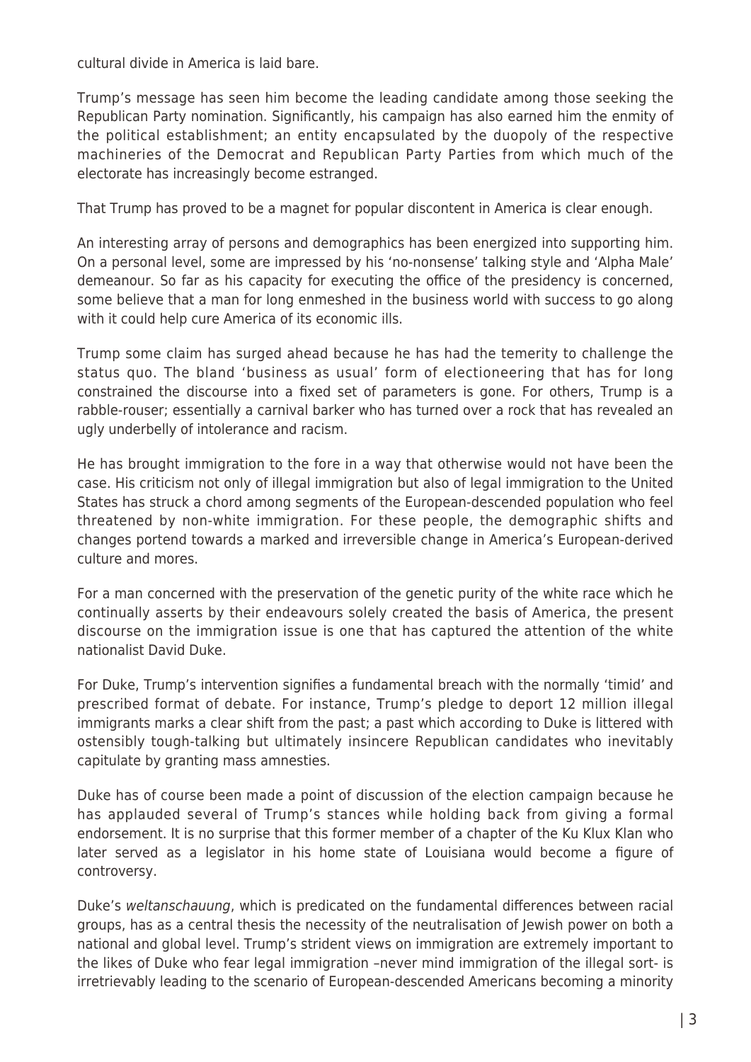cultural divide in America is laid bare.

Trump's message has seen him become the leading candidate among those seeking the Republican Party nomination. Significantly, his campaign has also earned him the enmity of the political establishment; an entity encapsulated by the duopoly of the respective machineries of the Democrat and Republican Party Parties from which much of the electorate has increasingly become estranged.

That Trump has proved to be a magnet for popular discontent in America is clear enough.

An interesting array of persons and demographics has been energized into supporting him. On a personal level, some are impressed by his 'no-nonsense' talking style and 'Alpha Male' demeanour. So far as his capacity for executing the office of the presidency is concerned, some believe that a man for long enmeshed in the business world with success to go along with it could help cure America of its economic ills.

Trump some claim has surged ahead because he has had the temerity to challenge the status quo. The bland 'business as usual' form of electioneering that has for long constrained the discourse into a fixed set of parameters is gone. For others, Trump is a rabble-rouser; essentially a carnival barker who has turned over a rock that has revealed an ugly underbelly of intolerance and racism.

He has brought immigration to the fore in a way that otherwise would not have been the case. His criticism not only of illegal immigration but also of legal immigration to the United States has struck a chord among segments of the European-descended population who feel threatened by non-white immigration. For these people, the demographic shifts and changes portend towards a marked and irreversible change in America's European-derived culture and mores.

For a man concerned with the preservation of the genetic purity of the white race which he continually asserts by their endeavours solely created the basis of America, the present discourse on the immigration issue is one that has captured the attention of the white nationalist David Duke.

For Duke, Trump's intervention signifies a fundamental breach with the normally 'timid' and prescribed format of debate. For instance, Trump's pledge to deport 12 million illegal immigrants marks a clear shift from the past; a past which according to Duke is littered with ostensibly tough-talking but ultimately insincere Republican candidates who inevitably capitulate by granting mass amnesties.

Duke has of course been made a point of discussion of the election campaign because he has applauded several of Trump's stances while holding back from giving a formal endorsement. It is no surprise that this former member of a chapter of the Ku Klux Klan who later served as a legislator in his home state of Louisiana would become a figure of controversy.

Duke's *weltanschauung*, which is predicated on the fundamental differences between racial groups, has as a central thesis the necessity of the neutralisation of Jewish power on both a national and global level. Trump's strident views on immigration are extremely important to the likes of Duke who fear legal immigration –never mind immigration of the illegal sort- is irretrievably leading to the scenario of European-descended Americans becoming a minority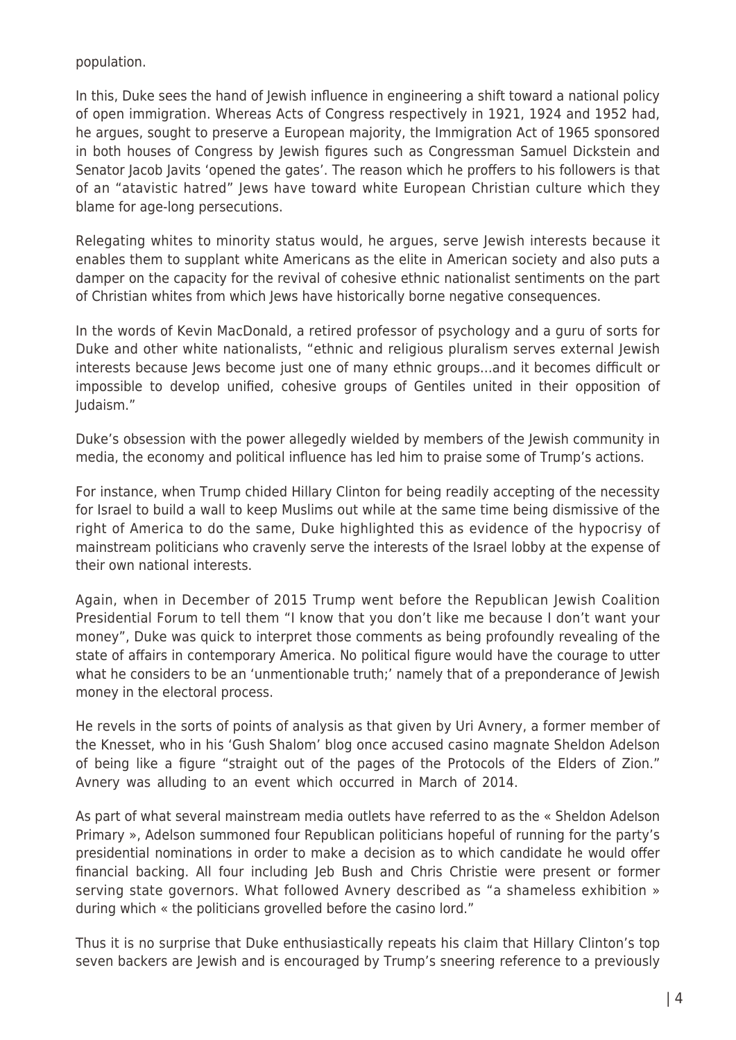population.

In this, Duke sees the hand of Jewish influence in engineering a shift toward a national policy of open immigration. Whereas Acts of Congress respectively in 1921, 1924 and 1952 had, he argues, sought to preserve a European majority, the Immigration Act of 1965 sponsored in both houses of Congress by Jewish figures such as Congressman Samuel Dickstein and Senator Jacob Javits 'opened the gates'. The reason which he proffers to his followers is that of an "atavistic hatred" Jews have toward white European Christian culture which they blame for age-long persecutions.

Relegating whites to minority status would, he argues, serve Jewish interests because it enables them to supplant white Americans as the elite in American society and also puts a damper on the capacity for the revival of cohesive ethnic nationalist sentiments on the part of Christian whites from which Jews have historically borne negative consequences.

In the words of Kevin MacDonald, a retired professor of psychology and a guru of sorts for Duke and other white nationalists, "ethnic and religious pluralism serves external Jewish interests because Jews become just one of many ethnic groups…and it becomes difficult or impossible to develop unified, cohesive groups of Gentiles united in their opposition of Judaism."

Duke's obsession with the power allegedly wielded by members of the Jewish community in media, the economy and political influence has led him to praise some of Trump's actions.

For instance, when Trump chided Hillary Clinton for being readily accepting of the necessity for Israel to build a wall to keep Muslims out while at the same time being dismissive of the right of America to do the same, Duke highlighted this as evidence of the hypocrisy of mainstream politicians who cravenly serve the interests of the Israel lobby at the expense of their own national interests.

Again, when in December of 2015 Trump went before the Republican Jewish Coalition Presidential Forum to tell them "I know that you don't like me because I don't want your money", Duke was quick to interpret those comments as being profoundly revealing of the state of affairs in contemporary America. No political figure would have the courage to utter what he considers to be an 'unmentionable truth;' namely that of a preponderance of Jewish money in the electoral process.

He revels in the sorts of points of analysis as that given by Uri Avnery, a former member of the Knesset, who in his 'Gush Shalom' blog once accused casino magnate Sheldon Adelson of being like a figure "straight out of the pages of the Protocols of the Elders of Zion." Avnery was alluding to an event which occurred in March of 2014.

As part of what several mainstream media outlets have referred to as the « Sheldon Adelson Primary », Adelson summoned four Republican politicians hopeful of running for the party's presidential nominations in order to make a decision as to which candidate he would offer financial backing. All four including Jeb Bush and Chris Christie were present or former serving state governors. What followed Avnery described as "a shameless exhibition » during which « the politicians grovelled before the casino lord."

Thus it is no surprise that Duke enthusiastically repeats his claim that Hillary Clinton's top seven backers are Jewish and is encouraged by Trump's sneering reference to a previously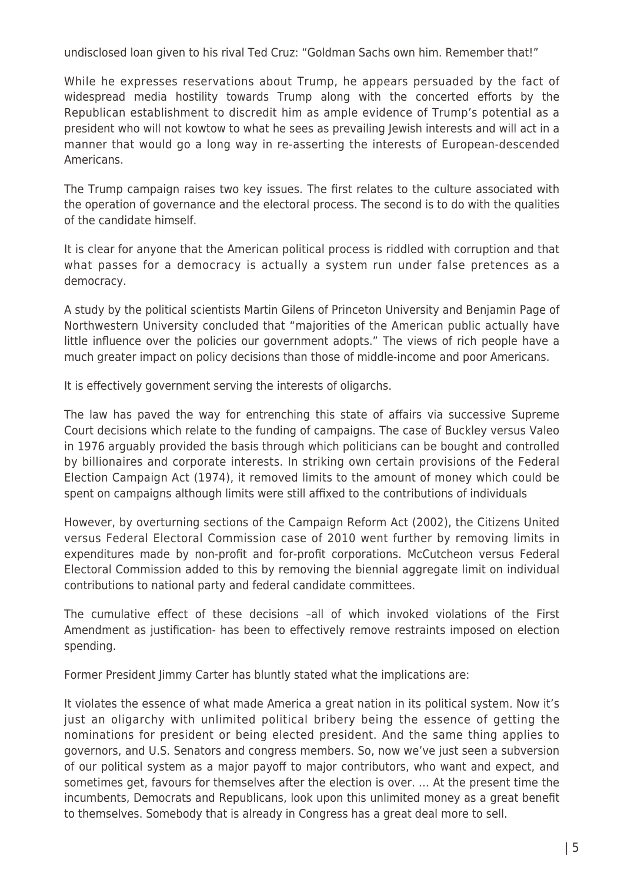undisclosed loan given to his rival Ted Cruz: "Goldman Sachs own him. Remember that!"

While he expresses reservations about Trump, he appears persuaded by the fact of widespread media hostility towards Trump along with the concerted efforts by the Republican establishment to discredit him as ample evidence of Trump's potential as a president who will not kowtow to what he sees as prevailing Jewish interests and will act in a manner that would go a long way in re-asserting the interests of European-descended Americans.

The Trump campaign raises two key issues. The first relates to the culture associated with the operation of governance and the electoral process. The second is to do with the qualities of the candidate himself.

It is clear for anyone that the American political process is riddled with corruption and that what passes for a democracy is actually a system run under false pretences as a democracy.

A study by the political scientists Martin Gilens of Princeton University and Benjamin Page of Northwestern University concluded that "majorities of the American public actually have little influence over the policies our government adopts." The views of rich people have a much greater impact on policy decisions than those of middle-income and poor Americans.

It is effectively government serving the interests of oligarchs.

The law has paved the way for entrenching this state of affairs via successive Supreme Court decisions which relate to the funding of campaigns. The case of Buckley versus Valeo in 1976 arguably provided the basis through which politicians can be bought and controlled by billionaires and corporate interests. In striking own certain provisions of the Federal Election Campaign Act (1974), it removed limits to the amount of money which could be spent on campaigns although limits were still affixed to the contributions of individuals

However, by overturning sections of the Campaign Reform Act (2002), the Citizens United versus Federal Electoral Commission case of 2010 went further by removing limits in expenditures made by non-profit and for-profit corporations. McCutcheon versus Federal Electoral Commission added to this by removing the biennial aggregate limit on individual contributions to national party and federal candidate committees.

The cumulative effect of these decisions –all of which invoked violations of the First Amendment as justification- has been to effectively remove restraints imposed on election spending.

Former President Jimmy Carter has bluntly stated what the implications are:

It violates the essence of what made America a great nation in its political system. Now it's just an oligarchy with unlimited political bribery being the essence of getting the nominations for president or being elected president. And the same thing applies to governors, and U.S. Senators and congress members. So, now we've just seen a subversion of our political system as a major payoff to major contributors, who want and expect, and sometimes get, favours for themselves after the election is over. … At the present time the incumbents, Democrats and Republicans, look upon this unlimited money as a great benefit to themselves. Somebody that is already in Congress has a great deal more to sell.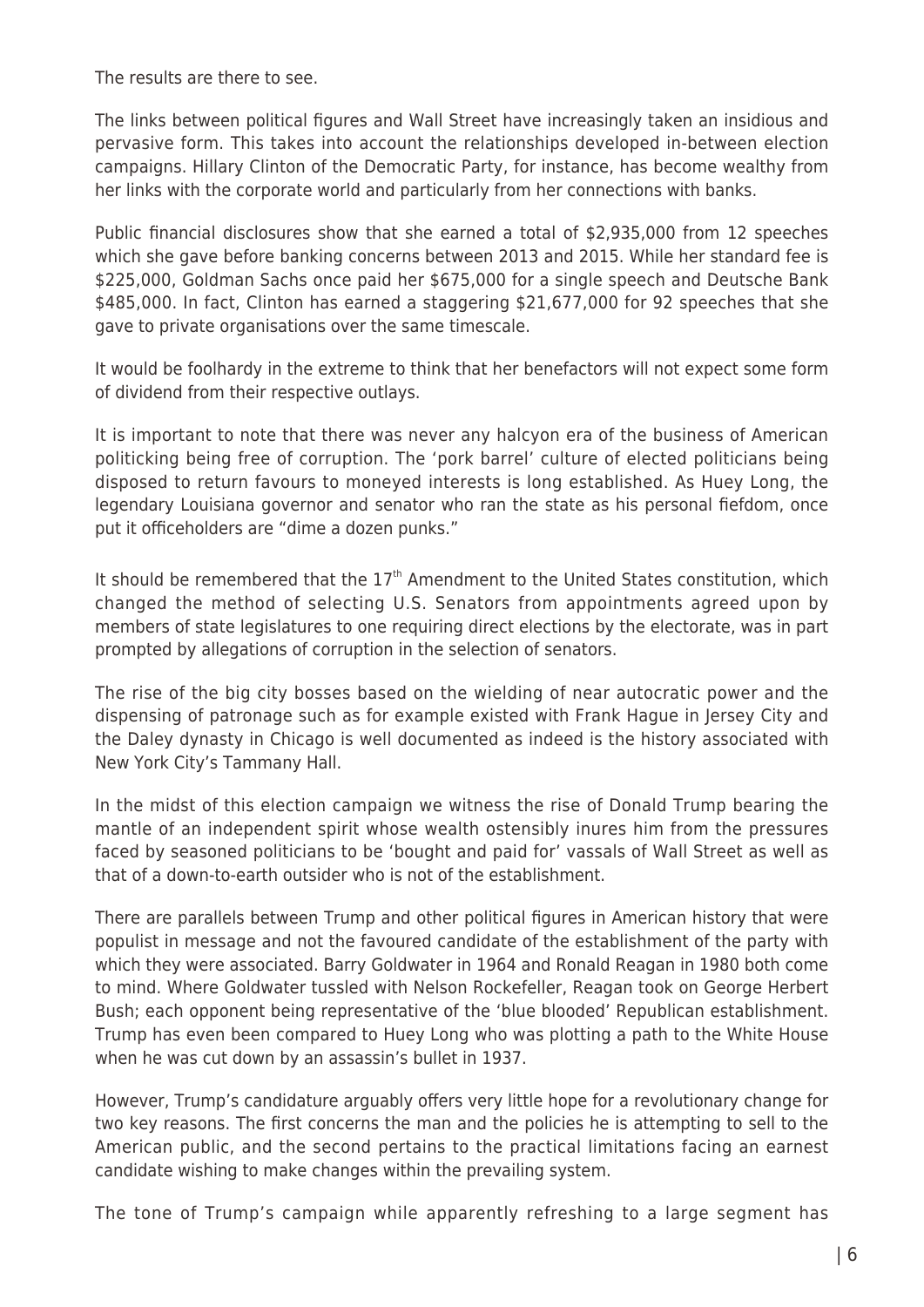The results are there to see.

The links between political figures and Wall Street have increasingly taken an insidious and pervasive form. This takes into account the relationships developed in-between election campaigns. Hillary Clinton of the Democratic Party, for instance, has become wealthy from her links with the corporate world and particularly from her connections with banks.

Public financial disclosures show that she earned a total of $2,935,000 from 12 speeches which she gave before banking concerns between 2013 and 2015. While her standard fee is $225,000, Goldman Sachs once paid her $675,000 for a single speech and Deutsche Bank $485,000. In fact, Clinton has earned a staggering $21,677,000 for 92 speeches that she gave to private organisations over the same timescale.

It would be foolhardy in the extreme to think that her benefactors will not expect some form of dividend from their respective outlays.

It is important to note that there was never any halcyon era of the business of American politicking being free of corruption. The 'pork barrel' culture of elected politicians being disposed to return favours to moneyed interests is long established. As Huey Long, the legendary Louisiana governor and senator who ran the state as his personal fiefdom, once put it officeholders are "dime a dozen punks."

It should be remembered that the 17th Amendment to the United States constitution, which changed the method of selecting U.S. Senators from appointments agreed upon by members of state legislatures to one requiring direct elections by the electorate, was in part prompted by allegations of corruption in the selection of senators.

The rise of the big city bosses based on the wielding of near autocratic power and the dispensing of patronage such as for example existed with Frank Hague in Jersey City and the Daley dynasty in Chicago is well documented as indeed is the history associated with New York City's Tammany Hall.

In the midst of this election campaign we witness the rise of Donald Trump bearing the mantle of an independent spirit whose wealth ostensibly inures him from the pressures faced by seasoned politicians to be 'bought and paid for' vassals of Wall Street as well as that of a down-to-earth outsider who is not of the establishment.

There are parallels between Trump and other political figures in American history that were populist in message and not the favoured candidate of the establishment of the party with which they were associated. Barry Goldwater in 1964 and Ronald Reagan in 1980 both come to mind. Where Goldwater tussled with Nelson Rockefeller, Reagan took on George Herbert Bush; each opponent being representative of the 'blue blooded' Republican establishment. Trump has even been compared to Huey Long who was plotting a path to the White House when he was cut down by an assassin's bullet in 1937.

However, Trump's candidature arguably offers very little hope for a revolutionary change for two key reasons. The first concerns the man and the policies he is attempting to sell to the American public, and the second pertains to the practical limitations facing an earnest candidate wishing to make changes within the prevailing system.

The tone of Trump's campaign while apparently refreshing to a large segment has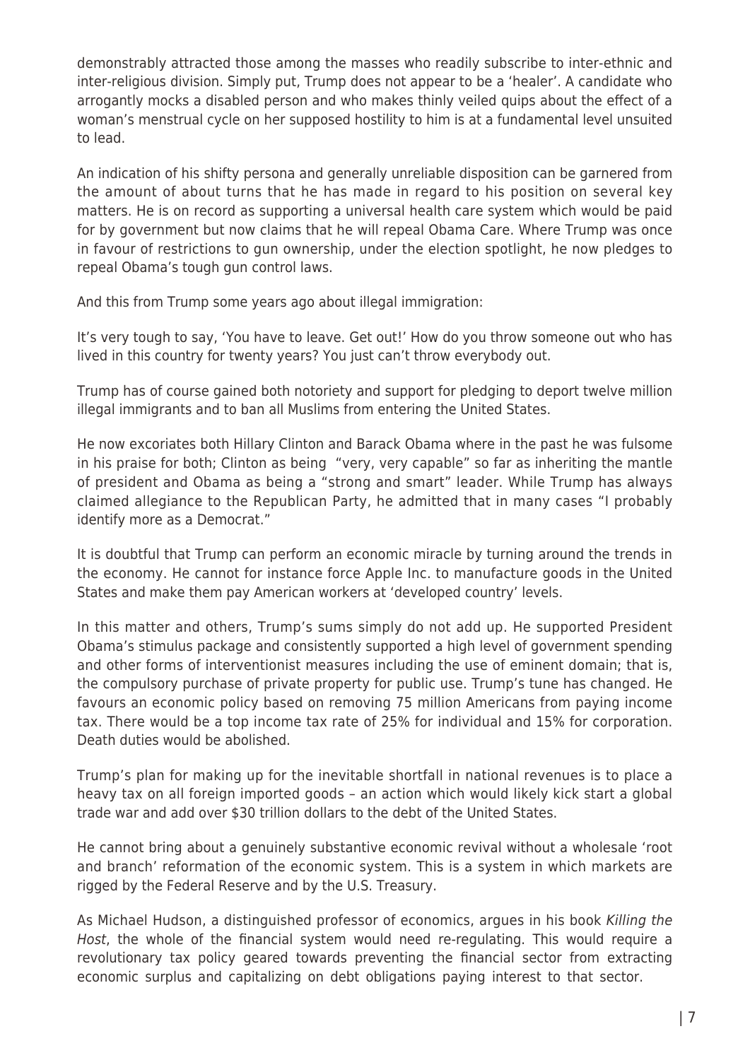demonstrably attracted those among the masses who readily subscribe to inter-ethnic and inter-religious division. Simply put, Trump does not appear to be a 'healer'. A candidate who arrogantly mocks a disabled person and who makes thinly veiled quips about the effect of a woman's menstrual cycle on her supposed hostility to him is at a fundamental level unsuited to lead.

An indication of his shifty persona and generally unreliable disposition can be garnered from the amount of about turns that he has made in regard to his position on several key matters. He is on record as supporting a universal health care system which would be paid for by government but now claims that he will repeal Obama Care. Where Trump was once in favour of restrictions to gun ownership, under the election spotlight, he now pledges to repeal Obama's tough gun control laws.

And this from Trump some years ago about illegal immigration:

It's very tough to say, 'You have to leave. Get out!' How do you throw someone out who has lived in this country for twenty years? You just can't throw everybody out.

Trump has of course gained both notoriety and support for pledging to deport twelve million illegal immigrants and to ban all Muslims from entering the United States.

He now excoriates both Hillary Clinton and Barack Obama where in the past he was fulsome in his praise for both; Clinton as being "very, very capable" so far as inheriting the mantle of president and Obama as being a "strong and smart" leader. While Trump has always claimed allegiance to the Republican Party, he admitted that in many cases "I probably identify more as a Democrat."

It is doubtful that Trump can perform an economic miracle by turning around the trends in the economy. He cannot for instance force Apple Inc. to manufacture goods in the United States and make them pay American workers at 'developed country' levels.

In this matter and others, Trump's sums simply do not add up. He supported President Obama's stimulus package and consistently supported a high level of government spending and other forms of interventionist measures including the use of eminent domain; that is, the compulsory purchase of private property for public use. Trump's tune has changed. He favours an economic policy based on removing 75 million Americans from paying income tax. There would be a top income tax rate of 25% for individual and 15% for corporation. Death duties would be abolished.

Trump's plan for making up for the inevitable shortfall in national revenues is to place a heavy tax on all foreign imported goods – an action which would likely kick start a global trade war and add over $30 trillion dollars to the debt of the United States.

He cannot bring about a genuinely substantive economic revival without a wholesale 'root and branch' reformation of the economic system. This is a system in which markets are rigged by the Federal Reserve and by the U.S. Treasury.

As Michael Hudson, a distinguished professor of economics, argues in his book *Killing the Host*, the whole of the financial system would need re-regulating. This would require a revolutionary tax policy geared towards preventing the financial sector from extracting economic surplus and capitalizing on debt obligations paying interest to that sector.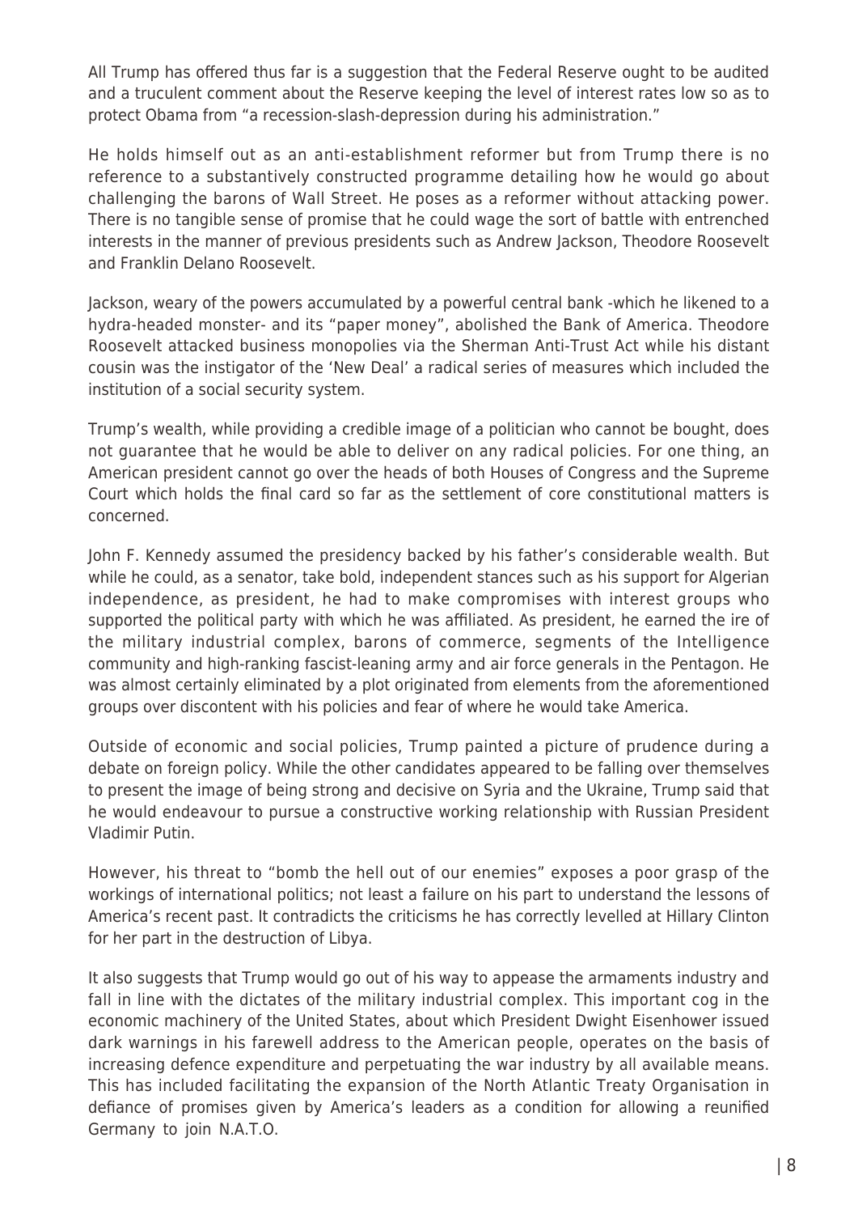All Trump has offered thus far is a suggestion that the Federal Reserve ought to be audited and a truculent comment about the Reserve keeping the level of interest rates low so as to protect Obama from "a recession-slash-depression during his administration."

He holds himself out as an anti-establishment reformer but from Trump there is no reference to a substantively constructed programme detailing how he would go about challenging the barons of Wall Street. He poses as a reformer without attacking power. There is no tangible sense of promise that he could wage the sort of battle with entrenched interests in the manner of previous presidents such as Andrew Jackson, Theodore Roosevelt and Franklin Delano Roosevelt.

Jackson, weary of the powers accumulated by a powerful central bank -which he likened to a hydra-headed monster- and its "paper money", abolished the Bank of America. Theodore Roosevelt attacked business monopolies via the Sherman Anti-Trust Act while his distant cousin was the instigator of the 'New Deal' a radical series of measures which included the institution of a social security system.

Trump's wealth, while providing a credible image of a politician who cannot be bought, does not guarantee that he would be able to deliver on any radical policies. For one thing, an American president cannot go over the heads of both Houses of Congress and the Supreme Court which holds the final card so far as the settlement of core constitutional matters is concerned.

John F. Kennedy assumed the presidency backed by his father's considerable wealth. But while he could, as a senator, take bold, independent stances such as his support for Algerian independence, as president, he had to make compromises with interest groups who supported the political party with which he was affiliated. As president, he earned the ire of the military industrial complex, barons of commerce, segments of the Intelligence community and high-ranking fascist-leaning army and air force generals in the Pentagon. He was almost certainly eliminated by a plot originated from elements from the aforementioned groups over discontent with his policies and fear of where he would take America.

Outside of economic and social policies, Trump painted a picture of prudence during a debate on foreign policy. While the other candidates appeared to be falling over themselves to present the image of being strong and decisive on Syria and the Ukraine, Trump said that he would endeavour to pursue a constructive working relationship with Russian President Vladimir Putin.

However, his threat to "bomb the hell out of our enemies" exposes a poor grasp of the workings of international politics; not least a failure on his part to understand the lessons of America's recent past. It contradicts the criticisms he has correctly levelled at Hillary Clinton for her part in the destruction of Libya.

It also suggests that Trump would go out of his way to appease the armaments industry and fall in line with the dictates of the military industrial complex. This important cog in the economic machinery of the United States, about which President Dwight Eisenhower issued dark warnings in his farewell address to the American people, operates on the basis of increasing defence expenditure and perpetuating the war industry by all available means. This has included facilitating the expansion of the North Atlantic Treaty Organisation in defiance of promises given by America's leaders as a condition for allowing a reunified Germany to join N.A.T.O.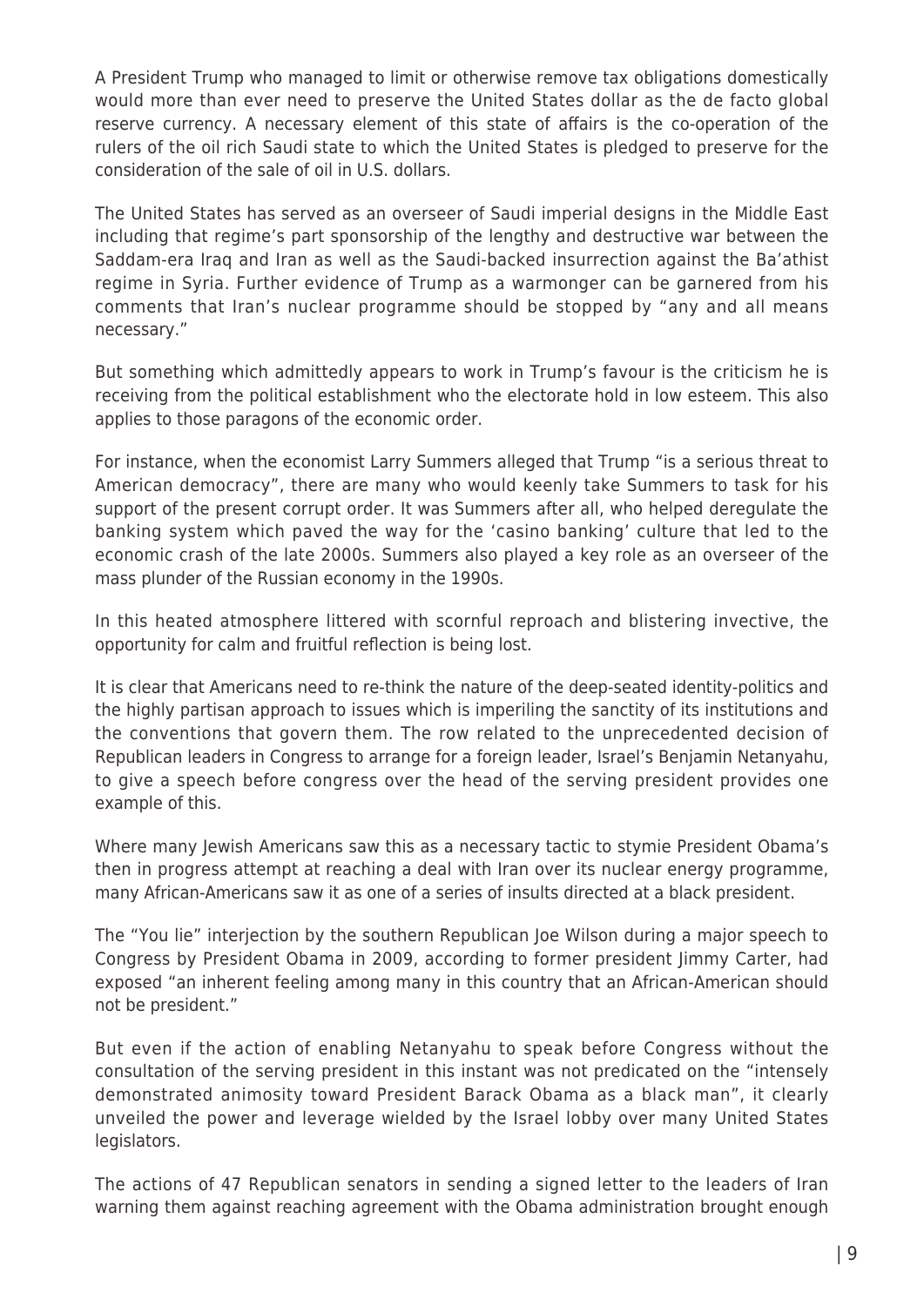A President Trump who managed to limit or otherwise remove tax obligations domestically would more than ever need to preserve the United States dollar as the de facto global reserve currency. A necessary element of this state of affairs is the co-operation of the rulers of the oil rich Saudi state to which the United States is pledged to preserve for the consideration of the sale of oil in U.S. dollars.

The United States has served as an overseer of Saudi imperial designs in the Middle East including that regime's part sponsorship of the lengthy and destructive war between the Saddam-era Iraq and Iran as well as the Saudi-backed insurrection against the Ba'athist regime in Syria. Further evidence of Trump as a warmonger can be garnered from his comments that Iran's nuclear programme should be stopped by "any and all means necessary."

But something which admittedly appears to work in Trump's favour is the criticism he is receiving from the political establishment who the electorate hold in low esteem. This also applies to those paragons of the economic order.

For instance, when the economist Larry Summers alleged that Trump "is a serious threat to American democracy", there are many who would keenly take Summers to task for his support of the present corrupt order. It was Summers after all, who helped deregulate the banking system which paved the way for the 'casino banking' culture that led to the economic crash of the late 2000s. Summers also played a key role as an overseer of the mass plunder of the Russian economy in the 1990s.

In this heated atmosphere littered with scornful reproach and blistering invective, the opportunity for calm and fruitful reflection is being lost.

It is clear that Americans need to re-think the nature of the deep-seated identity-politics and the highly partisan approach to issues which is imperiling the sanctity of its institutions and the conventions that govern them. The row related to the unprecedented decision of Republican leaders in Congress to arrange for a foreign leader, Israel's Benjamin Netanyahu, to give a speech before congress over the head of the serving president provides one example of this.

Where many Jewish Americans saw this as a necessary tactic to stymie President Obama's then in progress attempt at reaching a deal with Iran over its nuclear energy programme, many African-Americans saw it as one of a series of insults directed at a black president.

The "You lie" interjection by the southern Republican Joe Wilson during a major speech to Congress by President Obama in 2009, according to former president Jimmy Carter, had exposed "an inherent feeling among many in this country that an African-American should not be president."

But even if the action of enabling Netanyahu to speak before Congress without the consultation of the serving president in this instant was not predicated on the "intensely demonstrated animosity toward President Barack Obama as a black man", it clearly unveiled the power and leverage wielded by the Israel lobby over many United States legislators.

The actions of 47 Republican senators in sending a signed letter to the leaders of Iran warning them against reaching agreement with the Obama administration brought enough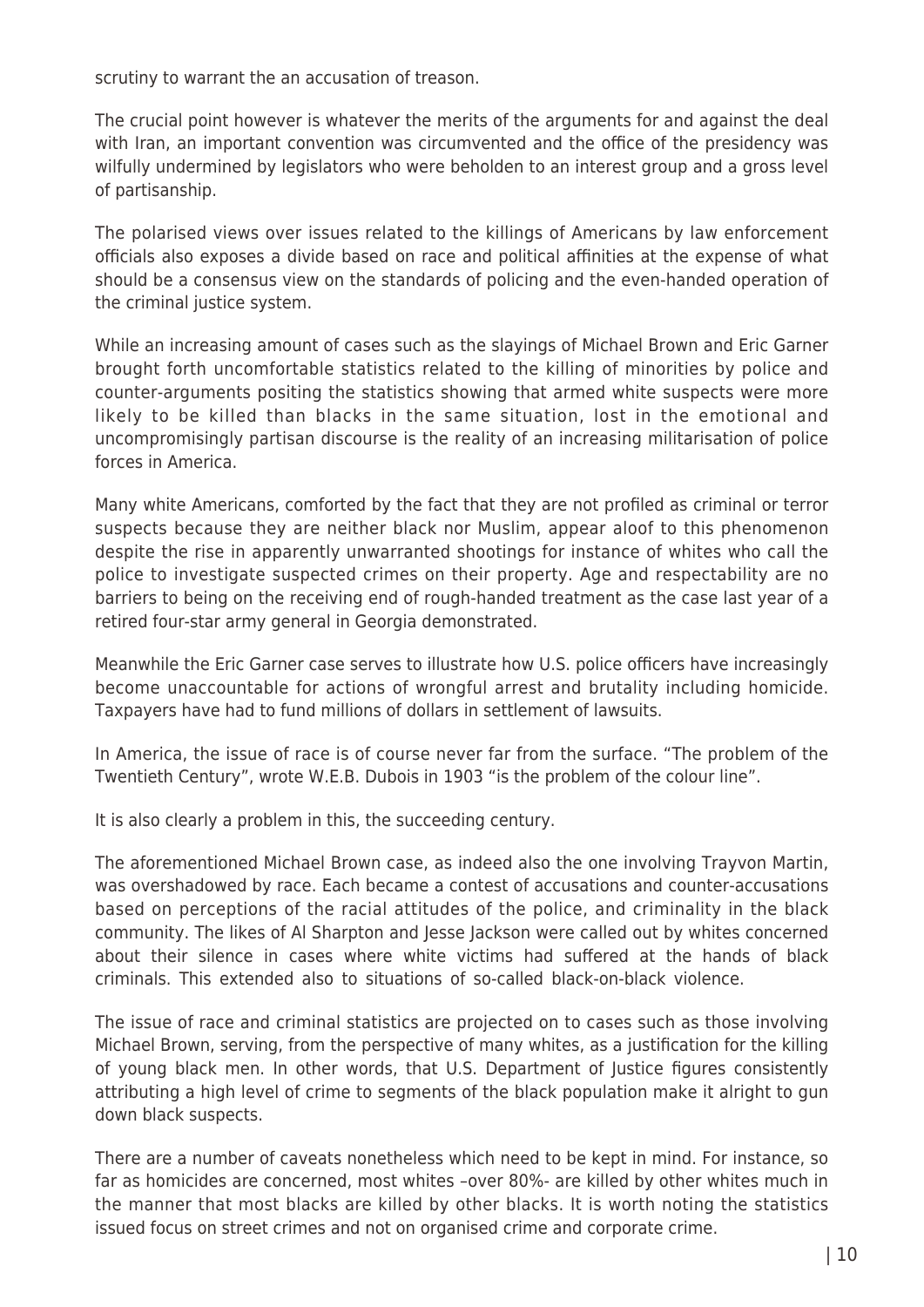scrutiny to warrant the an accusation of treason.

The crucial point however is whatever the merits of the arguments for and against the deal with Iran, an important convention was circumvented and the office of the presidency was wilfully undermined by legislators who were beholden to an interest group and a gross level of partisanship.

The polarised views over issues related to the killings of Americans by law enforcement officials also exposes a divide based on race and political affinities at the expense of what should be a consensus view on the standards of policing and the even-handed operation of the criminal justice system.

While an increasing amount of cases such as the slayings of Michael Brown and Eric Garner brought forth uncomfortable statistics related to the killing of minorities by police and counter-arguments positing the statistics showing that armed white suspects were more likely to be killed than blacks in the same situation, lost in the emotional and uncompromisingly partisan discourse is the reality of an increasing militarisation of police forces in America.

Many white Americans, comforted by the fact that they are not profiled as criminal or terror suspects because they are neither black nor Muslim, appear aloof to this phenomenon despite the rise in apparently unwarranted shootings for instance of whites who call the police to investigate suspected crimes on their property. Age and respectability are no barriers to being on the receiving end of rough-handed treatment as the case last year of a retired four-star army general in Georgia demonstrated.

Meanwhile the Eric Garner case serves to illustrate how U.S. police officers have increasingly become unaccountable for actions of wrongful arrest and brutality including homicide. Taxpayers have had to fund millions of dollars in settlement of lawsuits.

In America, the issue of race is of course never far from the surface. "The problem of the Twentieth Century", wrote W.E.B. Dubois in 1903 "is the problem of the colour line".

It is also clearly a problem in this, the succeeding century.

The aforementioned Michael Brown case, as indeed also the one involving Trayvon Martin, was overshadowed by race. Each became a contest of accusations and counter-accusations based on perceptions of the racial attitudes of the police, and criminality in the black community. The likes of Al Sharpton and Jesse Jackson were called out by whites concerned about their silence in cases where white victims had suffered at the hands of black criminals. This extended also to situations of so-called black-on-black violence.

The issue of race and criminal statistics are projected on to cases such as those involving Michael Brown, serving, from the perspective of many whites, as a justification for the killing of young black men. In other words, that U.S. Department of Justice figures consistently attributing a high level of crime to segments of the black population make it alright to gun down black suspects.

There are a number of caveats nonetheless which need to be kept in mind. For instance, so far as homicides are concerned, most whites –over 80%- are killed by other whites much in the manner that most blacks are killed by other blacks. It is worth noting the statistics issued focus on street crimes and not on organised crime and corporate crime.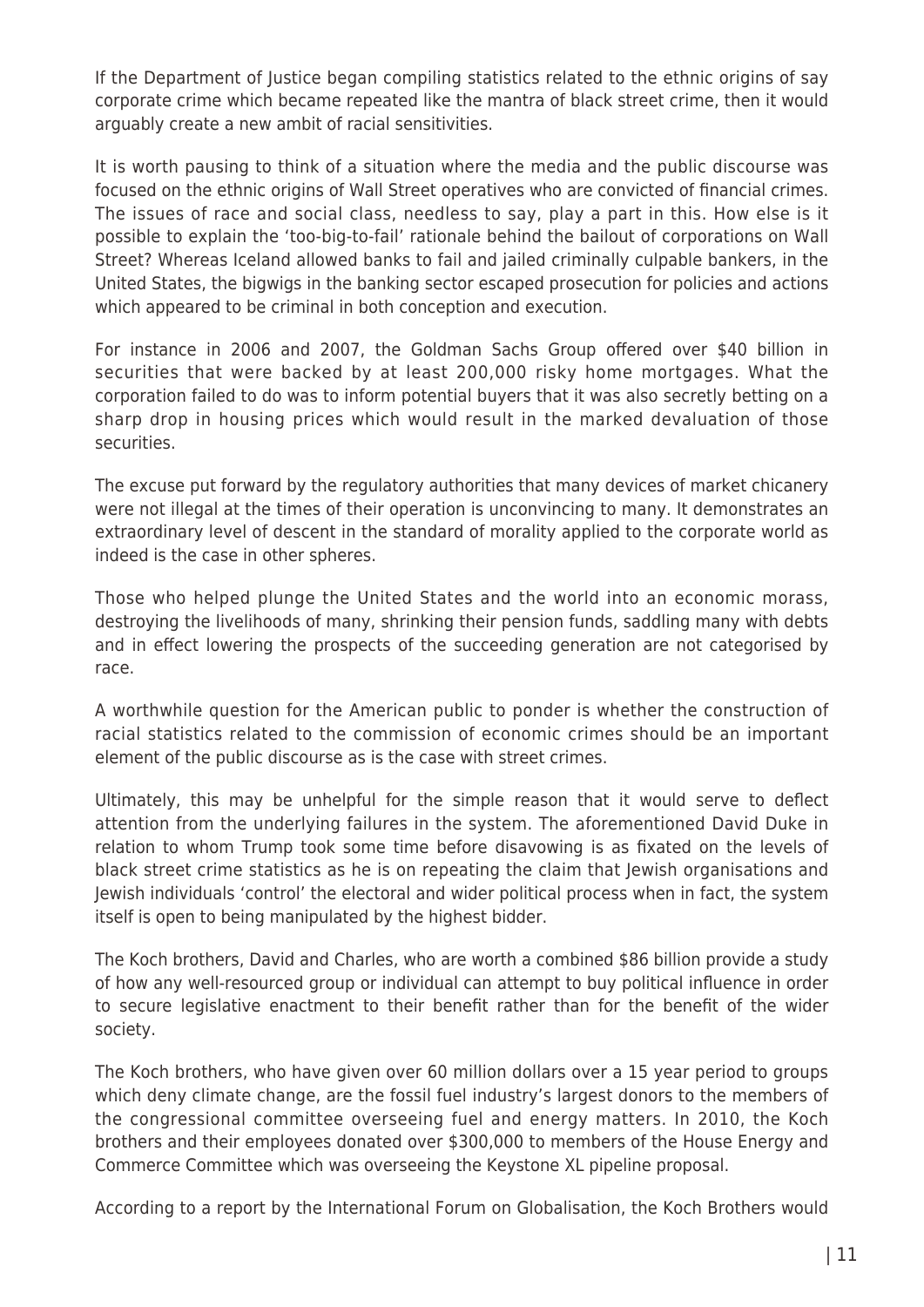If the Department of Justice began compiling statistics related to the ethnic origins of say corporate crime which became repeated like the mantra of black street crime, then it would arguably create a new ambit of racial sensitivities.

It is worth pausing to think of a situation where the media and the public discourse was focused on the ethnic origins of Wall Street operatives who are convicted of financial crimes. The issues of race and social class, needless to say, play a part in this. How else is it possible to explain the 'too-big-to-fail' rationale behind the bailout of corporations on Wall Street? Whereas Iceland allowed banks to fail and jailed criminally culpable bankers, in the United States, the bigwigs in the banking sector escaped prosecution for policies and actions which appeared to be criminal in both conception and execution.

For instance in 2006 and 2007, the Goldman Sachs Group offered over $40 billion in securities that were backed by at least 200,000 risky home mortgages. What the corporation failed to do was to inform potential buyers that it was also secretly betting on a sharp drop in housing prices which would result in the marked devaluation of those securities.

The excuse put forward by the regulatory authorities that many devices of market chicanery were not illegal at the times of their operation is unconvincing to many. It demonstrates an extraordinary level of descent in the standard of morality applied to the corporate world as indeed is the case in other spheres.

Those who helped plunge the United States and the world into an economic morass, destroying the livelihoods of many, shrinking their pension funds, saddling many with debts and in effect lowering the prospects of the succeeding generation are not categorised by race.

A worthwhile question for the American public to ponder is whether the construction of racial statistics related to the commission of economic crimes should be an important element of the public discourse as is the case with street crimes.

Ultimately, this may be unhelpful for the simple reason that it would serve to deflect attention from the underlying failures in the system. The aforementioned David Duke in relation to whom Trump took some time before disavowing is as fixated on the levels of black street crime statistics as he is on repeating the claim that Jewish organisations and Jewish individuals 'control' the electoral and wider political process when in fact, the system itself is open to being manipulated by the highest bidder.

The Koch brothers, David and Charles, who are worth a combined $86 billion provide a study of how any well-resourced group or individual can attempt to buy political influence in order to secure legislative enactment to their benefit rather than for the benefit of the wider society.

The Koch brothers, who have given over 60 million dollars over a 15 year period to groups which deny climate change, are the fossil fuel industry's largest donors to the members of the congressional committee overseeing fuel and energy matters. In 2010, the Koch brothers and their employees donated over $300,000 to members of the House Energy and Commerce Committee which was overseeing the Keystone XL pipeline proposal.

According to a report by the International Forum on Globalisation, the Koch Brothers would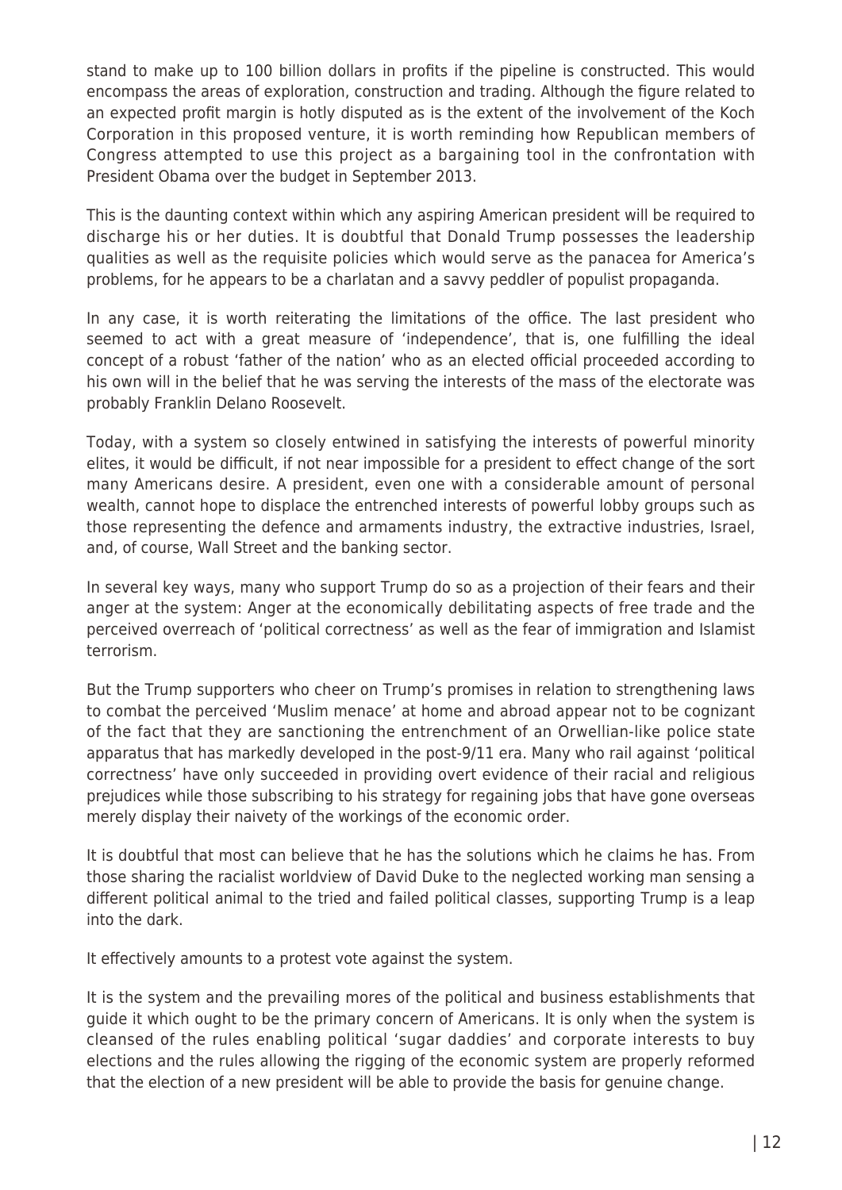stand to make up to 100 billion dollars in profits if the pipeline is constructed. This would encompass the areas of exploration, construction and trading. Although the figure related to an expected profit margin is hotly disputed as is the extent of the involvement of the Koch Corporation in this proposed venture, it is worth reminding how Republican members of Congress attempted to use this project as a bargaining tool in the confrontation with President Obama over the budget in September 2013.

This is the daunting context within which any aspiring American president will be required to discharge his or her duties. It is doubtful that Donald Trump possesses the leadership qualities as well as the requisite policies which would serve as the panacea for America's problems, for he appears to be a charlatan and a savvy peddler of populist propaganda.

In any case, it is worth reiterating the limitations of the office. The last president who seemed to act with a great measure of 'independence', that is, one fulfilling the ideal concept of a robust 'father of the nation' who as an elected official proceeded according to his own will in the belief that he was serving the interests of the mass of the electorate was probably Franklin Delano Roosevelt.

Today, with a system so closely entwined in satisfying the interests of powerful minority elites, it would be difficult, if not near impossible for a president to effect change of the sort many Americans desire. A president, even one with a considerable amount of personal wealth, cannot hope to displace the entrenched interests of powerful lobby groups such as those representing the defence and armaments industry, the extractive industries, Israel, and, of course, Wall Street and the banking sector.

In several key ways, many who support Trump do so as a projection of their fears and their anger at the system: Anger at the economically debilitating aspects of free trade and the perceived overreach of 'political correctness' as well as the fear of immigration and Islamist terrorism.

But the Trump supporters who cheer on Trump's promises in relation to strengthening laws to combat the perceived 'Muslim menace' at home and abroad appear not to be cognizant of the fact that they are sanctioning the entrenchment of an Orwellian-like police state apparatus that has markedly developed in the post-9/11 era. Many who rail against 'political correctness' have only succeeded in providing overt evidence of their racial and religious prejudices while those subscribing to his strategy for regaining jobs that have gone overseas merely display their naivety of the workings of the economic order.

It is doubtful that most can believe that he has the solutions which he claims he has. From those sharing the racialist worldview of David Duke to the neglected working man sensing a different political animal to the tried and failed political classes, supporting Trump is a leap into the dark.

It effectively amounts to a protest vote against the system.

It is the system and the prevailing mores of the political and business establishments that guide it which ought to be the primary concern of Americans. It is only when the system is cleansed of the rules enabling political 'sugar daddies' and corporate interests to buy elections and the rules allowing the rigging of the economic system are properly reformed that the election of a new president will be able to provide the basis for genuine change.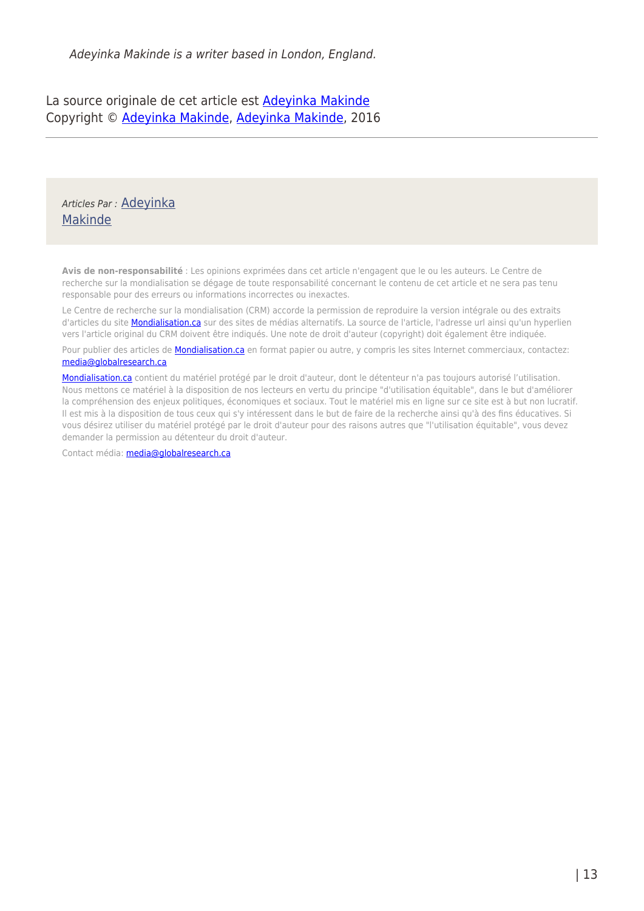*Adeyinka Makinde is a writer based in London, England.*

La source originale de cet article est Adeyinka Makinde
Copyright © Adeyinka Makinde, Adeyinka Makinde, 2016

---

*Articles Par :* Adeyinka Makinde

**Avis de non-responsabilité** : Les opinions exprimées dans cet article n'engagent que le ou les auteurs. Le Centre de recherche sur la mondialisation se dégage de toute responsabilité concernant le contenu de cet article et ne sera pas tenu responsable pour des erreurs ou informations incorrectes ou inexactes.

Le Centre de recherche sur la mondialisation (CRM) accorde la permission de reproduire la version intégrale ou des extraits d'articles du site Mondialisation.ca sur des sites de médias alternatifs. La source de l'article, l'adresse url ainsi qu'un hyperlien vers l'article original du CRM doivent être indiqués. Une note de droit d'auteur (copyright) doit également être indiquée.

Pour publier des articles de Mondialisation.ca en format papier ou autre, y compris les sites Internet commerciaux, contactez: media@globalresearch.ca

Mondialisation.ca contient du matériel protégé par le droit d'auteur, dont le détenteur n'a pas toujours autorisé l'utilisation. Nous mettons ce matériel à la disposition de nos lecteurs en vertu du principe "d'utilisation équitable", dans le but d'améliorer la compréhension des enjeux politiques, économiques et sociaux. Tout le matériel mis en ligne sur ce site est à but non lucratif. Il est mis à la disposition de tous ceux qui s'y intéressent dans le but de faire de la recherche ainsi qu'à des fins éducatives. Si vous désirez utiliser du matériel protégé par le droit d'auteur pour des raisons autres que "l'utilisation équitable", vous devez demander la permission au détenteur du droit d'auteur.

Contact média: media@globalresearch.ca